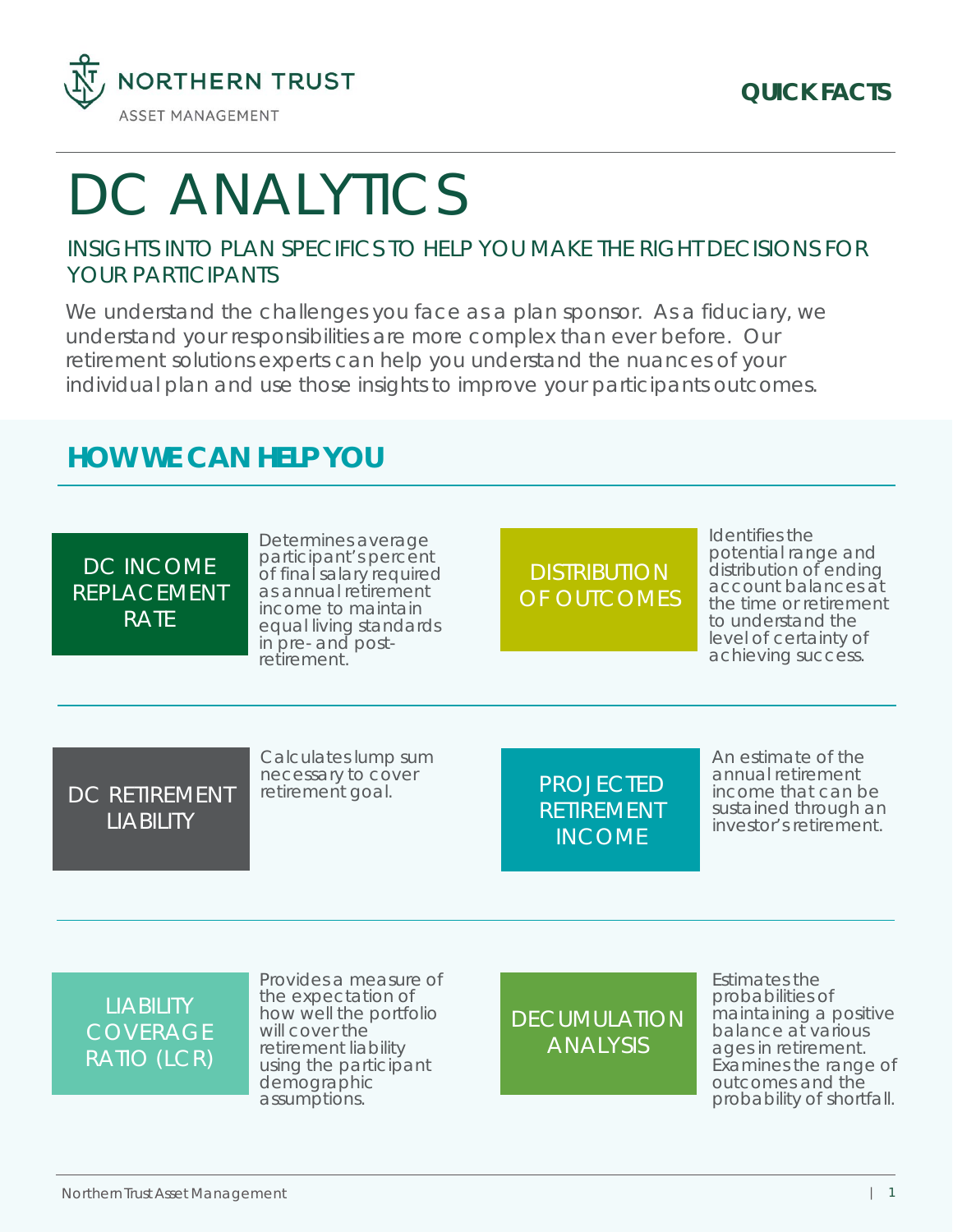NORTHERN TRUST
ASSET MANAGEMENT

**QUICK FACTS**

# DC ANALYTICS

## INSIGHTS INTO PLAN SPECIFICS TO HELP YOU MAKE THE RIGHT DECISIONS FOR YOUR PARTICIPANTS

We understand the challenges you face as a plan sponsor. As a fiduciary, we understand your responsibilities are more complex than ever before. Our retirement solutions experts can help you understand the nuances of your individual plan and use those insights to improve your participants outcomes.

## HOW WE CAN HELP YOU

**DC INCOME REPLACEMENT RATE**

Determines average participant's percent of final salary required as annual retirement income to maintain equal living standards in pre- and post-retirement.

**DISTRIBUTION OF OUTCOMES**

Identifies the potential range and distribution of ending account balances at the time or retirement to understand the level of certainty of achieving success.

**DC RETIREMENT LIABILITY**

Calculates lump sum necessary to cover retirement goal.

**PROJECTED RETIREMENT INCOME**

An estimate of the annual retirement income that can be sustained through an investor's retirement.

**LIABILITY COVERAGE RATIO (LCR)**

Provides a measure of the expectation of how well the portfolio will cover the retirement liability using the participant demographic assumptions.

**DECUMULATION ANALYSIS**

Estimates the probabilities of maintaining a positive balance at various ages in retirement. Examines the range of outcomes and the probability of shortfall.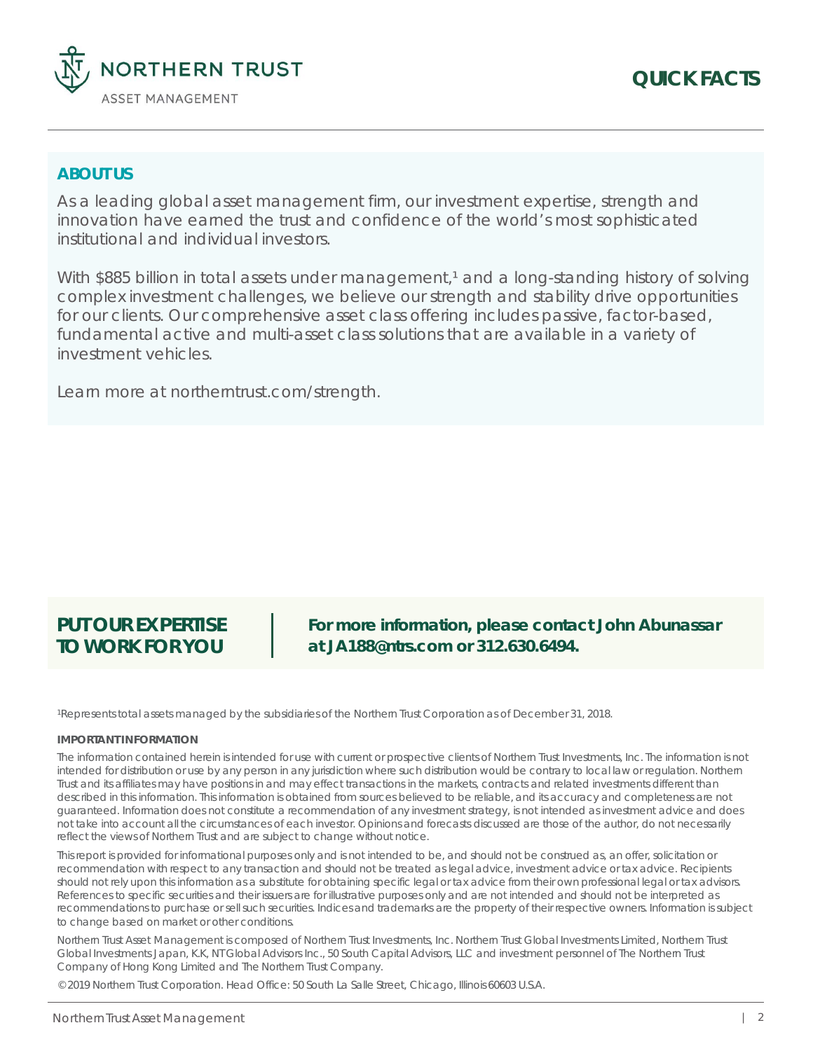NORTHERN TRUST
ASSET MANAGEMENT

# QUICK FACTS

## ABOUT US

As a leading global asset management firm, our investment expertise, strength and innovation have earned the trust and confidence of the world's most sophisticated institutional and individual investors.

With $885 billion in total assets under management,[1] and a long-standing history of solving complex investment challenges, we believe our strength and stability drive opportunities for our clients. Our comprehensive asset class offering includes passive, factor-based, fundamental active and multi-asset class solutions that are available in a variety of investment vehicles.

Learn more at northerntrust.com/strength.

## PUT OUR EXPERTISE TO WORK FOR YOU

**For more information, please contact John Abunassar at JA188@ntrs.com or 312.630.6494.**

[1]Represents total assets managed by the subsidiaries of the Northern Trust Corporation as of December 31, 2018.

**IMPORTANT INFORMATION**

The information contained herein is intended for use with current or prospective clients of Northern Trust Investments, Inc. The information is not intended for distribution or use by any person in any jurisdiction where such distribution would be contrary to local law or regulation. Northern Trust and its affiliates may have positions in and may effect transactions in the markets, contracts and related investments different than described in this information. This information is obtained from sources believed to be reliable, and its accuracy and completeness are not guaranteed. Information does not constitute a recommendation of any investment strategy, is not intended as investment advice and does not take into account all the circumstances of each investor. Opinions and forecasts discussed are those of the author, do not necessarily reflect the views of Northern Trust and are subject to change without notice.

This report is provided for informational purposes only and is not intended to be, and should not be construed as, an offer, solicitation or recommendation with respect to any transaction and should not be treated as legal advice, investment advice or tax advice. Recipients should not rely upon this information as a substitute for obtaining specific legal or tax advice from their own professional legal or tax advisors. References to specific securities and their issuers are for illustrative purposes only and are not intended and should not be interpreted as recommendations to purchase or sell such securities. Indices and trademarks are the property of their respective owners. Information is subject to change based on market or other conditions.

Northern Trust Asset Management is composed of Northern Trust Investments, Inc. Northern Trust Global Investments Limited, Northern Trust Global Investments Japan, K.K, NT Global Advisors Inc., 50 South Capital Advisors, LLC and investment personnel of The Northern Trust Company of Hong Kong Limited and The Northern Trust Company.

© 2019 Northern Trust Corporation. Head Office: 50 South La Salle Street, Chicago, Illinois 60603 U.S.A.